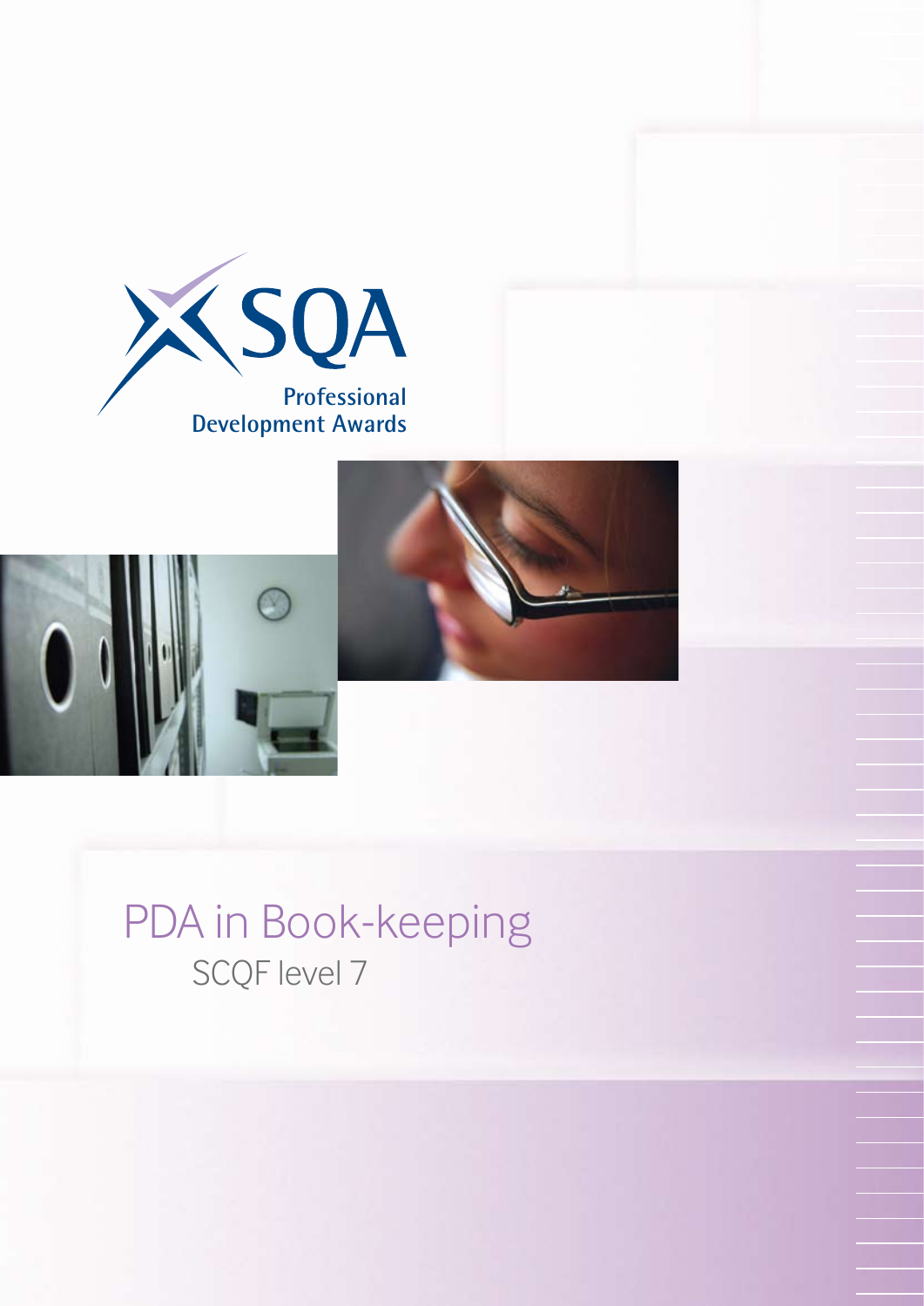SQA

Professional Development Awards

# PDA in Book-keeping

## SCQF level 7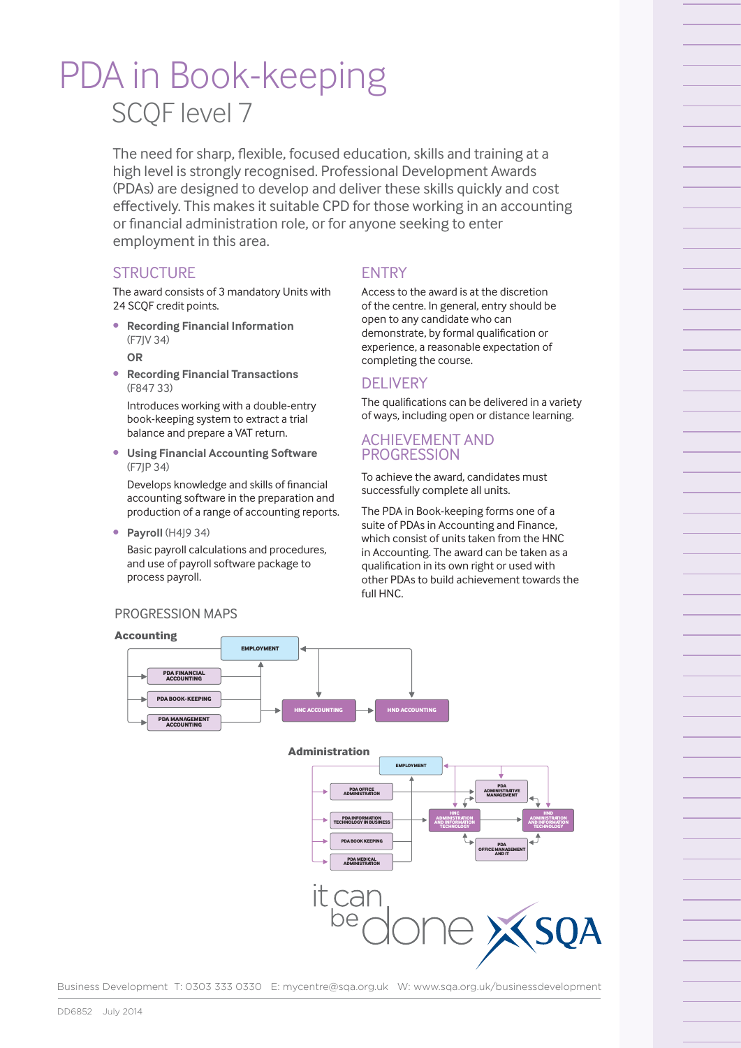# PDA in Book-keeping

## SCQF level 7

The need for sharp, flexible, focused education, skills and training at a high level is strongly recognised. Professional Development Awards (PDAs) are designed to develop and deliver these skills quickly and cost effectively. This makes it suitable CPD for those working in an accounting or financial administration role, or for anyone seeking to enter employment in this area.

## STRUCTURE

The award consists of 3 mandatory Units with 24 SCQF credit points.

- **Recording Financial Information** (F7JV 34)

  **OR**

- **Recording Financial Transactions** (F847 33)

  Introduces working with a double-entry book-keeping system to extract a trial balance and prepare a VAT return.

- **Using Financial Accounting Software** (F7JP 34)

  Develops knowledge and skills of financial accounting software in the preparation and production of a range of accounting reports.

- **Payroll** (H4J9 34)

  Basic payroll calculations and procedures, and use of payroll software package to process payroll.

## ENTRY

Access to the award is at the discretion of the centre. In general, entry should be open to any candidate who can demonstrate, by formal qualification or experience, a reasonable expectation of completing the course.

## DELIVERY

The qualifications can be delivered in a variety of ways, including open or distance learning.

## ACHIEVEMENT AND PROGRESSION

To achieve the award, candidates must successfully complete all units.

The PDA in Book-keeping forms one of a suite of PDAs in Accounting and Finance, which consist of units taken from the HNC in Accounting. The award can be taken as a qualification in its own right or used with other PDAs to build achievement towards the full HNC.

## PROGRESSION MAPS

**Accounting**

EMPLOYMENT
PDA FINANCIAL ACCOUNTING
PDA BOOK-KEEPING
PDA MANAGEMENT ACCOUNTING
HNC ACCOUNTING
HND ACCOUNTING

**Administration**

EMPLOYMENT
PDA OFFICE ADMINISTRATION
PDA INFORMATION TECHNOLOGY IN BUSINESS
PDA BOOK KEEPING
PDA MEDICAL ADMINISTRATION
HNC ADMINISTRATION AND INFORMATION TECHNOLOGY
PDA ADMINISTRATIVE MANAGEMENT
PDA OFFICE MANAGEMENT AND IT
HND ADMINISTRATION AND INFORMATION TECHNOLOGY

it can be done SQA

Business Development T: 0303 333 0330 E: mycentre@sqa.org.uk W: www.sqa.org.uk/businessdevelopment

DD6852 July 2014